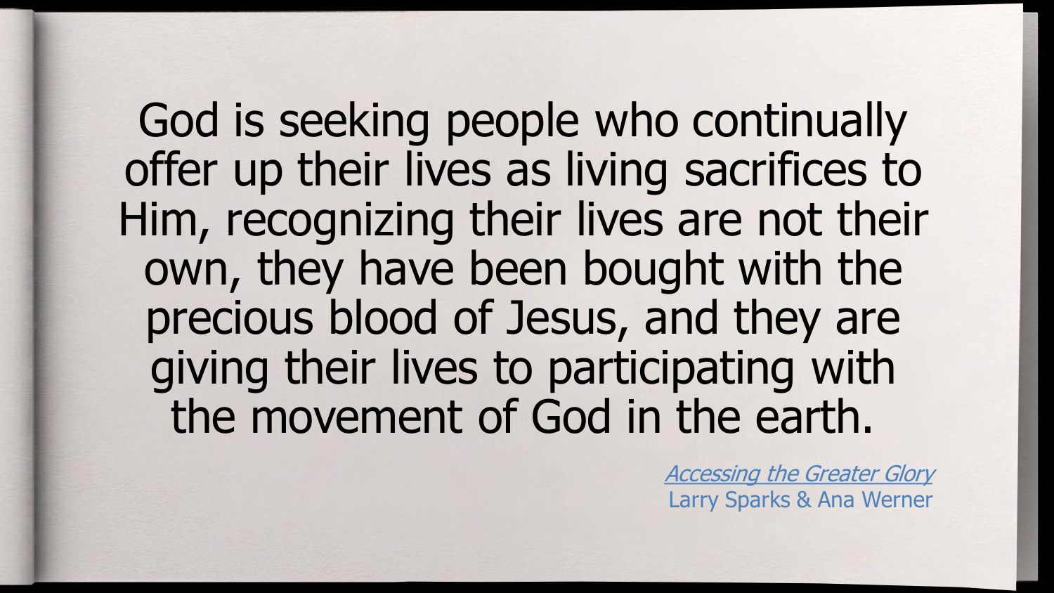God is seeking people who continually offer up their lives as living sacrifices to Him, recognizing their lives are not their own, they have been bought with the precious blood of Jesus, and they are giving their lives to participating with the movement of God in the earth.

*Accessing the Greater Glory*
Larry Sparks & Ana Werner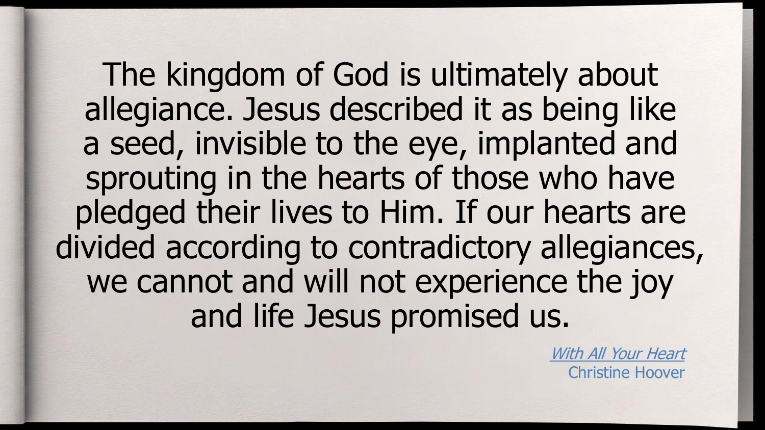The kingdom of God is ultimately about allegiance. Jesus described it as being like a seed, invisible to the eye, implanted and sprouting in the hearts of those who have pledged their lives to Him. If our hearts are divided according to contradictory allegiances, we cannot and will not experience the joy and life Jesus promised us.

*With All Your Heart*
Christine Hoover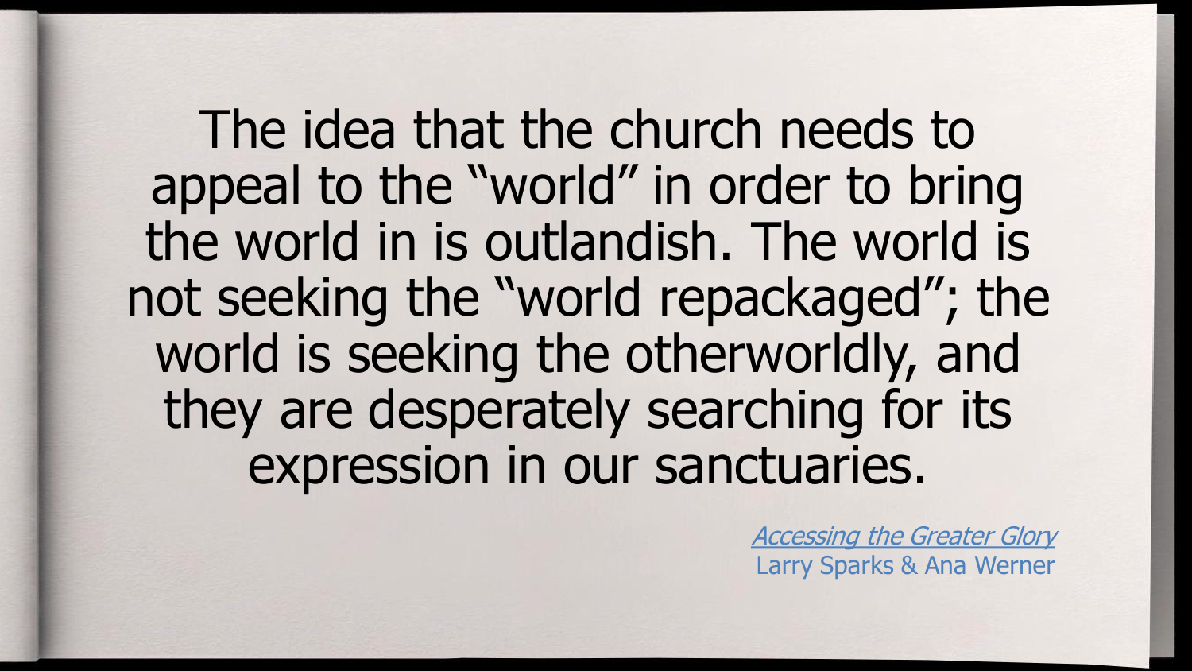The idea that the church needs to appeal to the "world" in order to bring the world in is outlandish. The world is not seeking the "world repackaged"; the world is seeking the otherworldly, and they are desperately searching for its expression in our sanctuaries.

*Accessing the Greater Glory*
Larry Sparks & Ana Werner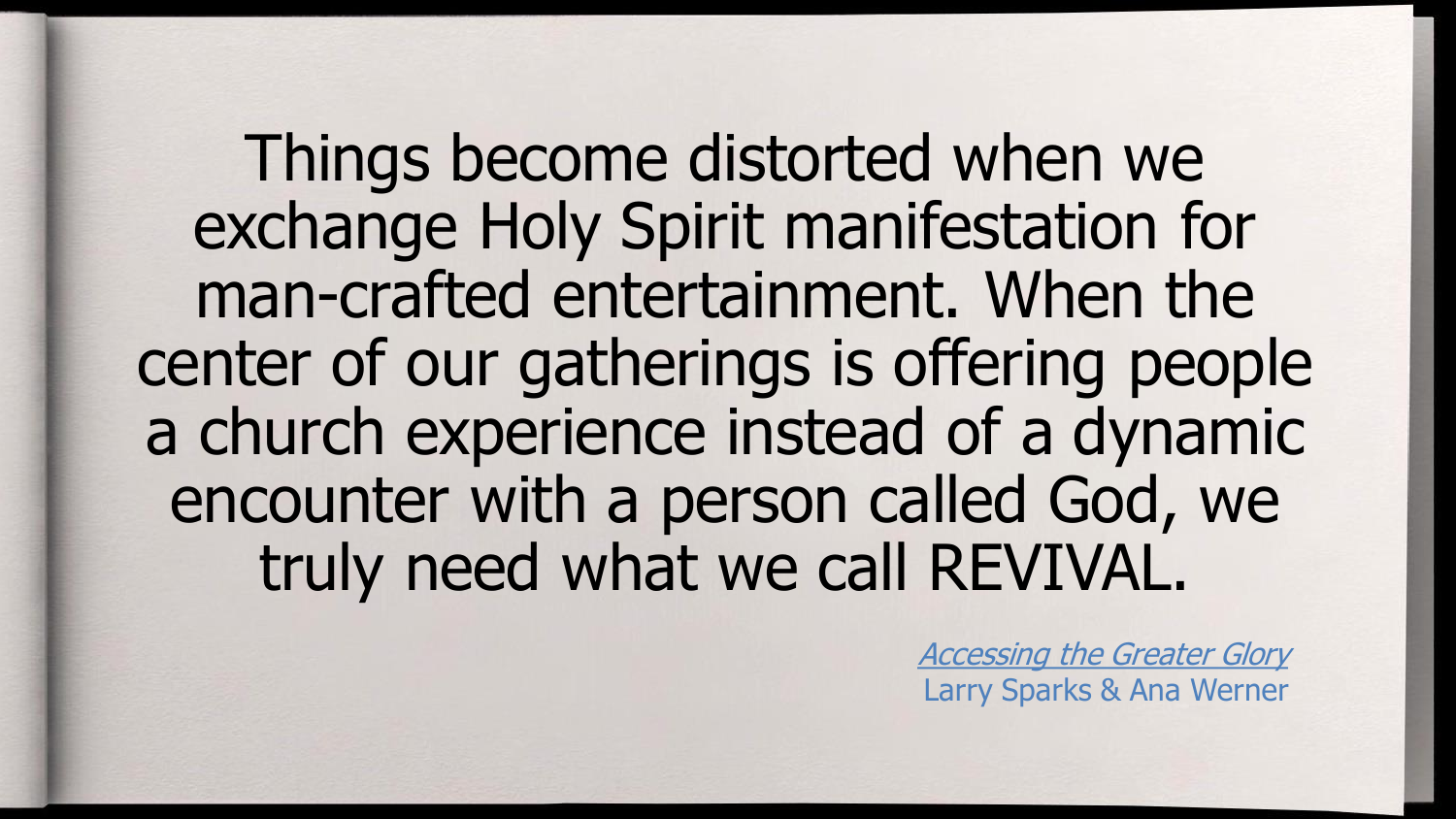Things become distorted when we exchange Holy Spirit manifestation for man-crafted entertainment. When the center of our gatherings is offering people a church experience instead of a dynamic encounter with a person called God, we truly need what we call REVIVAL.

*Accessing the Greater Glory*
Larry Sparks & Ana Werner